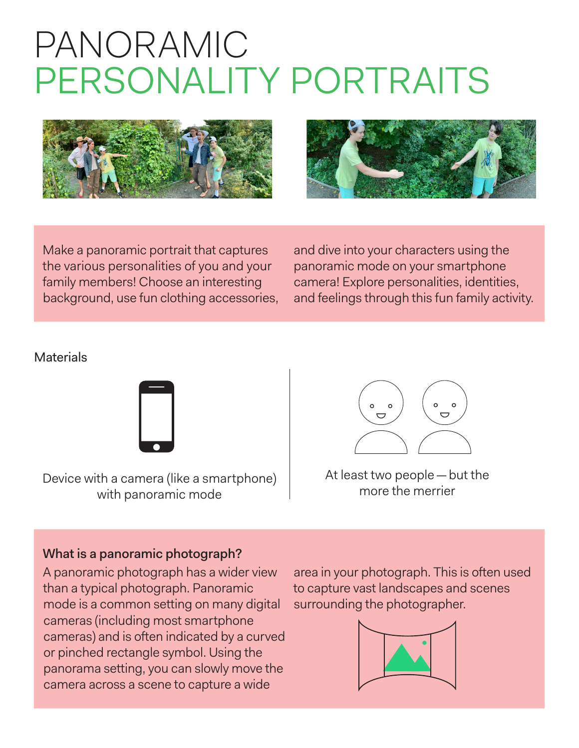# PANORAMIC PERSONALITY PORTRAITS

Make a panoramic portrait that captures the various personalities of you and your family members! Choose an interesting background, use fun clothing accessories, and dive into your characters using the panoramic mode on your smartphone camera! Explore personalities, identities, and feelings through this fun family activity.

## Materials

Device with a camera (like a smartphone) with panoramic mode

At least two people — but the more the merrier

### What is a panoramic photograph?

A panoramic photograph has a wider view than a typical photograph. Panoramic mode is a common setting on many digital cameras (including most smartphone cameras) and is often indicated by a curved or pinched rectangle symbol. Using the panorama setting, you can slowly move the camera across a scene to capture a wide area in your photograph. This is often used to capture vast landscapes and scenes surrounding the photographer.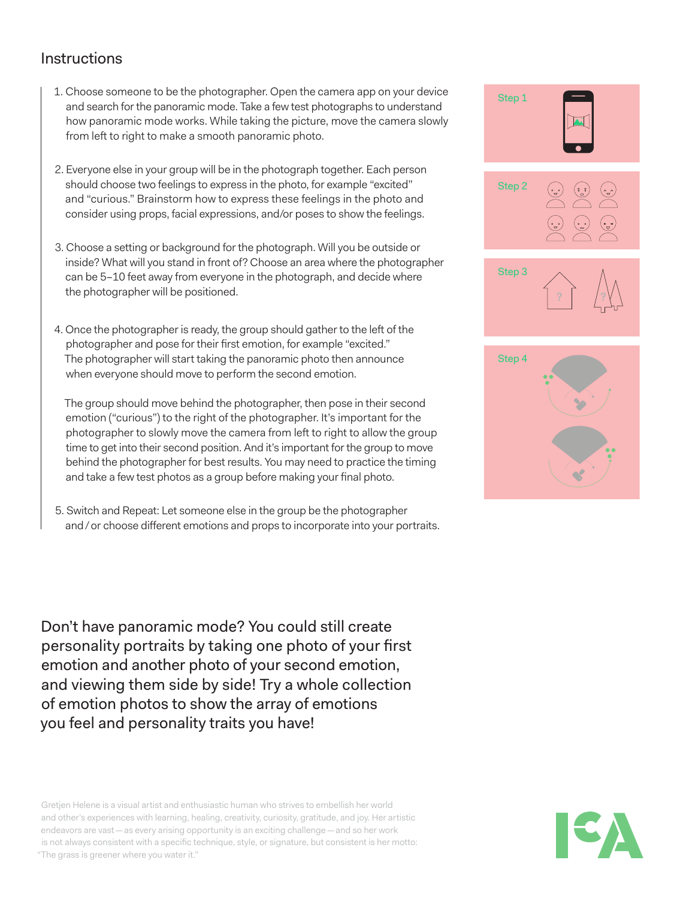## Instructions

1. Choose someone to be the photographer. Open the camera app on your device and search for the panoramic mode. Take a few test photographs to understand how panoramic mode works. While taking the picture, move the camera slowly from left to right to make a smooth panoramic photo.

2. Everyone else in your group will be in the photograph together. Each person should choose two feelings to express in the photo, for example "excited" and "curious." Brainstorm how to express these feelings in the photo and consider using props, facial expressions, and/or poses to show the feelings.

3. Choose a setting or background for the photograph. Will you be outside or inside? What will you stand in front of? Choose an area where the photographer can be 5–10 feet away from everyone in the photograph, and decide where the photographer will be positioned.

4. Once the photographer is ready, the group should gather to the left of the photographer and pose for their first emotion, for example "excited." The photographer will start taking the panoramic photo then announce when everyone should move to perform the second emotion.

   The group should move behind the photographer, then pose in their second emotion ("curious") to the right of the photographer. It's important for the photographer to slowly move the camera from left to right to allow the group time to get into their second position. And it's important for the group to move behind the photographer for best results. You may need to practice the timing and take a few test photos as a group before making your final photo.

5. Switch and Repeat: Let someone else in the group be the photographer and / or choose different emotions and props to incorporate into your portraits.

Step 1

Step 2

Step 3

Step 4

Don't have panoramic mode? You could still create personality portraits by taking one photo of your first emotion and another photo of your second emotion, and viewing them side by side! Try a whole collection of emotion photos to show the array of emotions you feel and personality traits you have!

Gretjen Helene is a visual artist and enthusiastic human who strives to embellish her world and other's experiences with learning, healing, creativity, curiosity, gratitude, and joy. Her artistic endeavors are vast — as every arising opportunity is an exciting challenge — and so her work is not always consistent with a specific technique, style, or signature, but consistent is her motto: "The grass is greener where you water it."

ICA